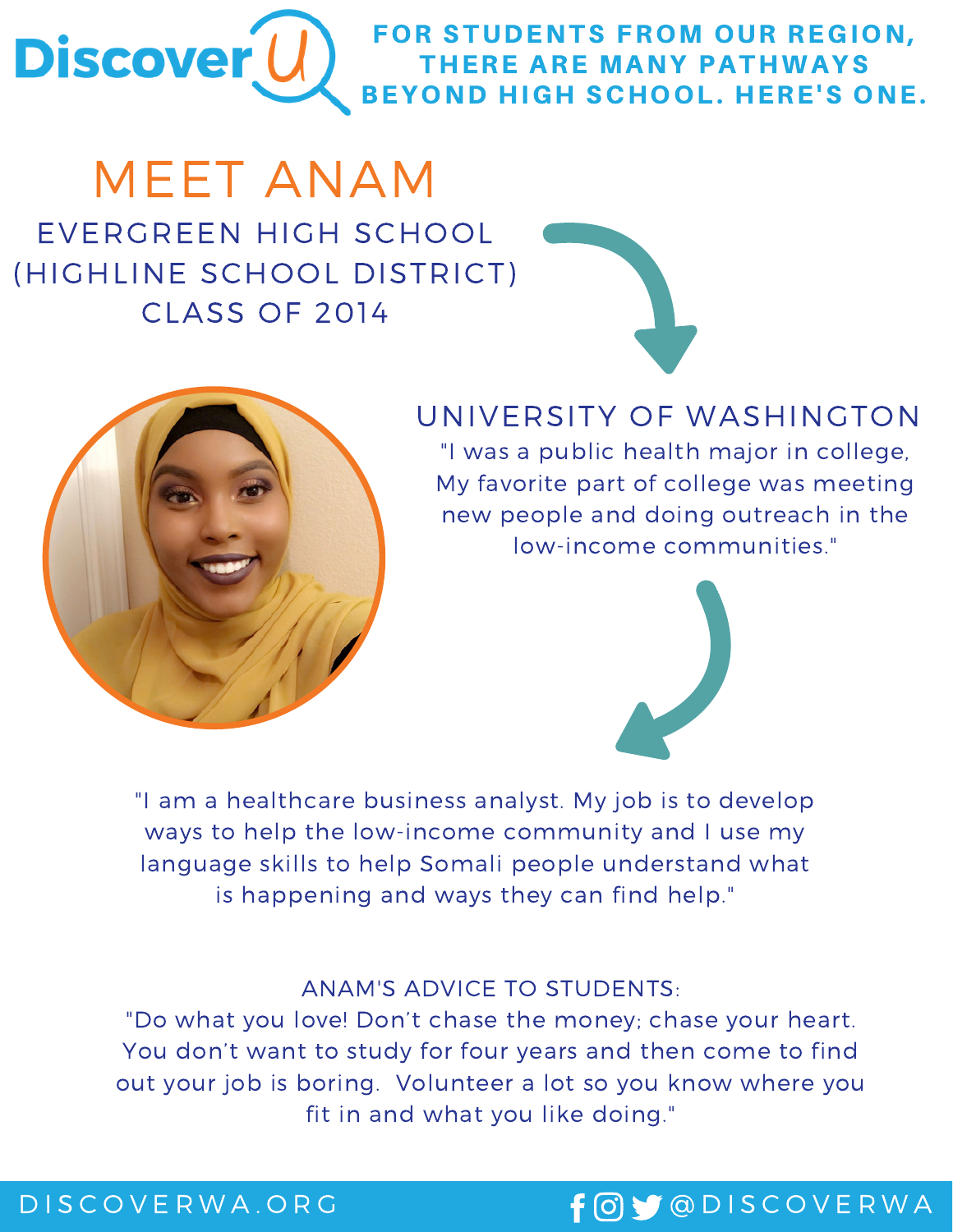DiscoverU

**FOR STUDENTS FROM OUR REGION, THERE ARE MANY PATHWAYS BEYOND HIGH SCHOOL. HERE'S ONE.**

# MEET ANAM

EVERGREEN HIGH SCHOOL
(HIGHLINE SCHOOL DISTRICT)
CLASS OF 2014

## UNIVERSITY OF WASHINGTON

"I was a public health major in college, My favorite part of college was meeting new people and doing outreach in the low-income communities."

"I am a healthcare business analyst. My job is to develop ways to help the low-income community and I use my language skills to help Somali people understand what is happening and ways they can find help."

ANAM'S ADVICE TO STUDENTS:
"Do what you love! Don't chase the money; chase your heart. You don't want to study for four years and then come to find out your job is boring. Volunteer a lot so you know where you fit in and what you like doing."

DISCOVERWA.ORG @DISCOVERWA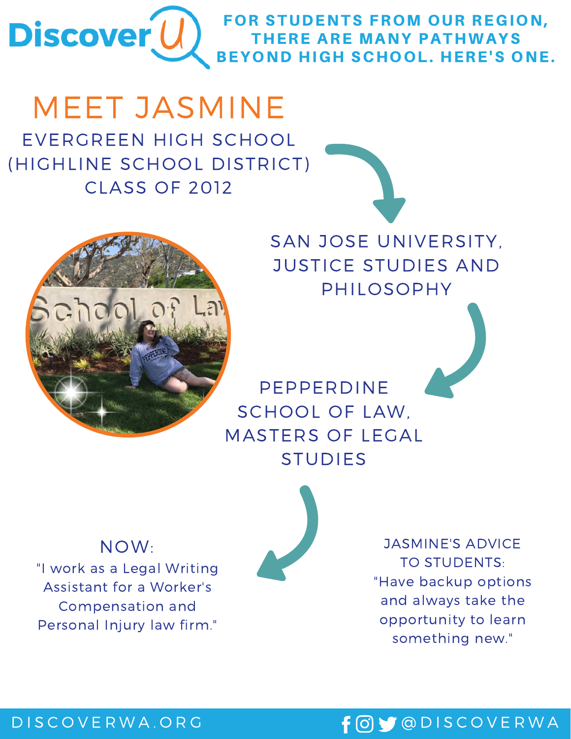# Discover U

**FOR STUDENTS FROM OUR REGION, THERE ARE MANY PATHWAYS BEYOND HIGH SCHOOL. HERE'S ONE.**

## MEET JASMINE

EVERGREEN HIGH SCHOOL
(HIGHLINE SCHOOL DISTRICT)
CLASS OF 2012

SAN JOSE UNIVERSITY, JUSTICE STUDIES AND PHILOSOPHY

PEPPERDINE SCHOOL OF LAW, MASTERS OF LEGAL STUDIES

### NOW:

"I work as a Legal Writing Assistant for a Worker's Compensation and Personal Injury law firm."

### JASMINE'S ADVICE TO STUDENTS:

"Have backup options and always take the opportunity to learn something new."

DISCOVERWA.ORG

@DISCOVERWA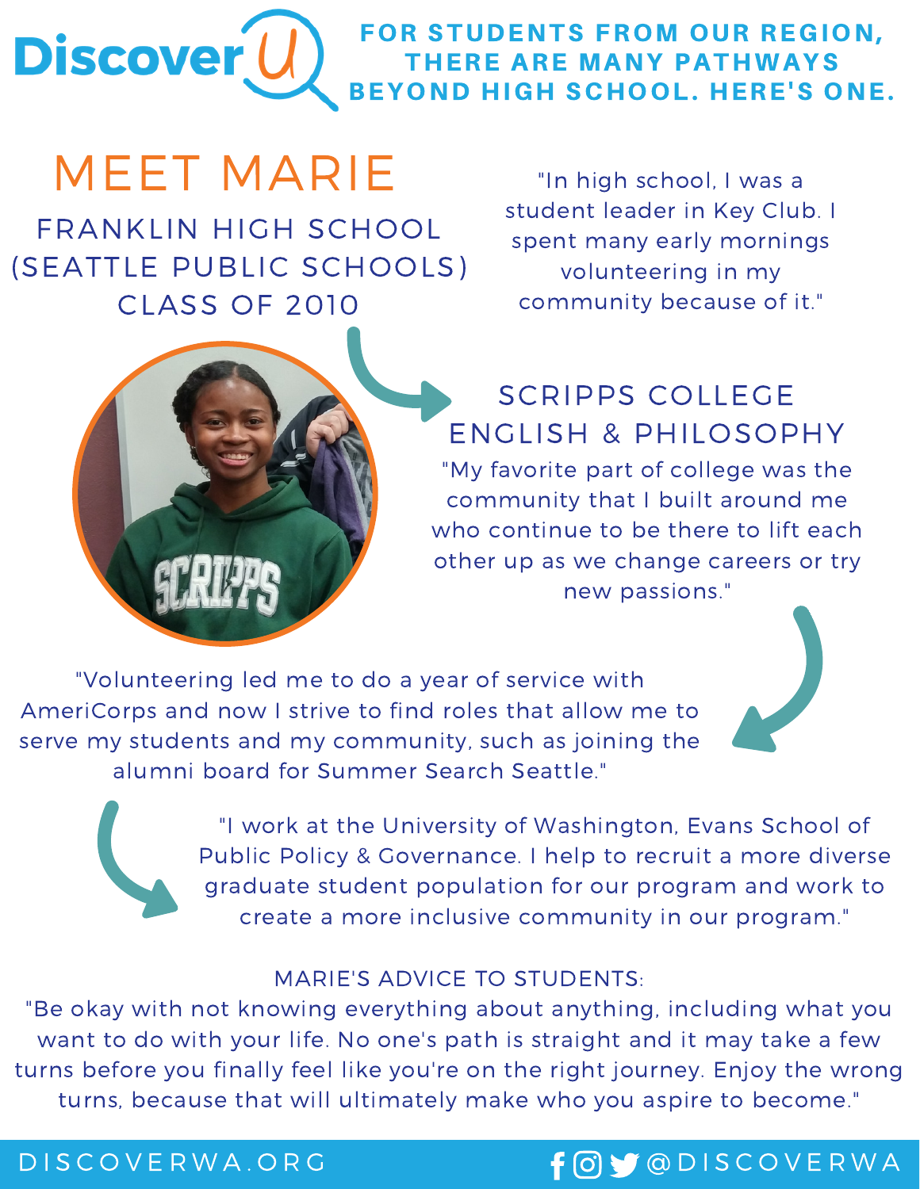# DiscoverU

**FOR STUDENTS FROM OUR REGION, THERE ARE MANY PATHWAYS BEYOND HIGH SCHOOL. HERE'S ONE.**

## MEET MARIE

### FRANKLIN HIGH SCHOOL (SEATTLE PUBLIC SCHOOLS) CLASS OF 2010

"In high school, I was a student leader in Key Club. I spent many early mornings volunteering in my community because of it."

### SCRIPPS COLLEGE ENGLISH & PHILOSOPHY

"My favorite part of college was the community that I built around me who continue to be there to lift each other up as we change careers or try new passions."

"Volunteering led me to do a year of service with AmeriCorps and now I strive to find roles that allow me to serve my students and my community, such as joining the alumni board for Summer Search Seattle."

"I work at the University of Washington, Evans School of Public Policy & Governance. I help to recruit a more diverse graduate student population for our program and work to create a more inclusive community in our program."

MARIE'S ADVICE TO STUDENTS:

"Be okay with not knowing everything about anything, including what you want to do with your life. No one's path is straight and it may take a few turns before you finally feel like you're on the right journey. Enjoy the wrong turns, because that will ultimately make who you aspire to become."

DISCOVERWA.ORG @DISCOVERWA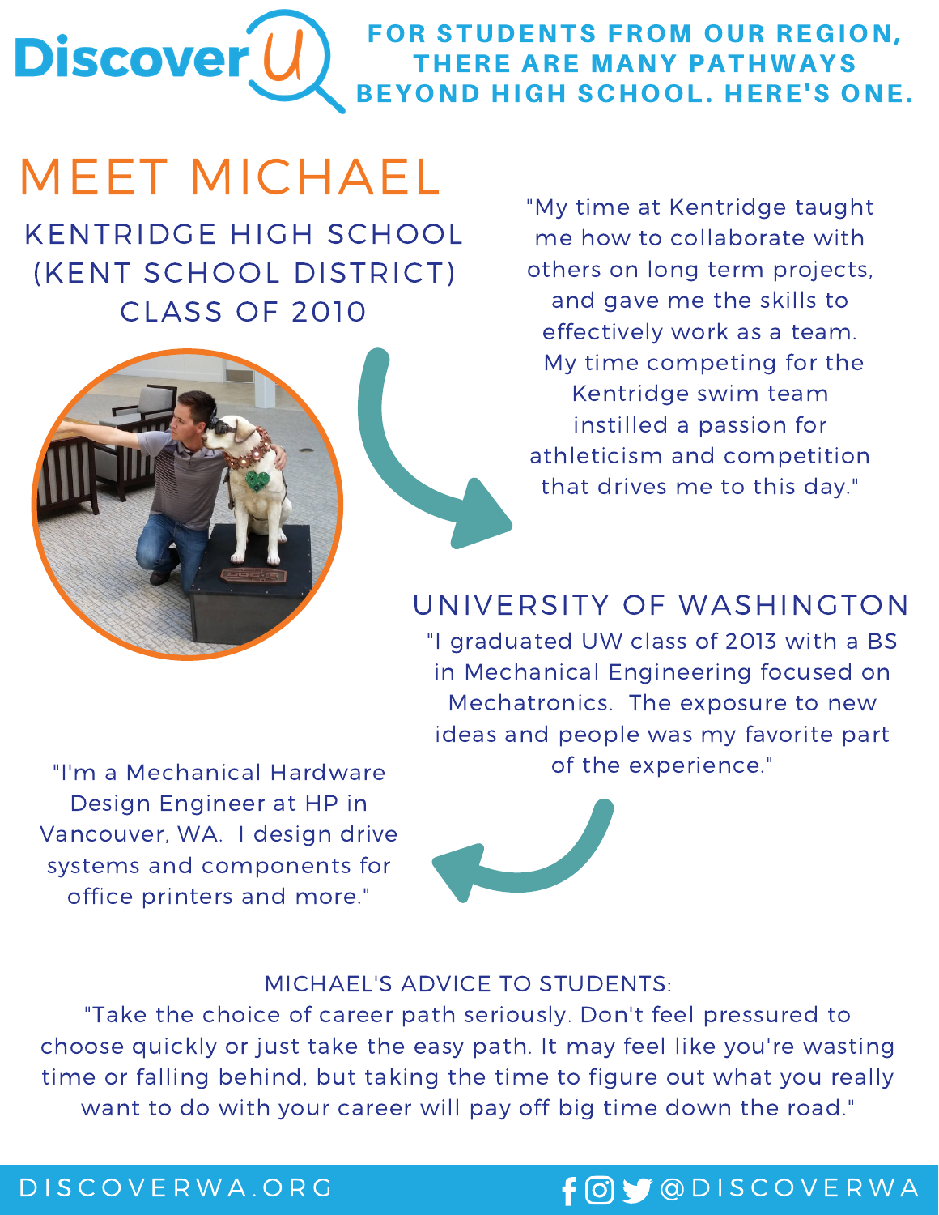DiscoverU

**FOR STUDENTS FROM OUR REGION, THERE ARE MANY PATHWAYS BEYOND HIGH SCHOOL. HERE'S ONE.**

# MEET MICHAEL

## KENTRIDGE HIGH SCHOOL (KENT SCHOOL DISTRICT) CLASS OF 2010

"My time at Kentridge taught me how to collaborate with others on long term projects, and gave me the skills to effectively work as a team. My time competing for the Kentridge swim team instilled a passion for athleticism and competition that drives me to this day."

## UNIVERSITY OF WASHINGTON

"I graduated UW class of 2013 with a BS in Mechanical Engineering focused on Mechatronics. The exposure to new ideas and people was my favorite part of the experience."

"I'm a Mechanical Hardware Design Engineer at HP in Vancouver, WA. I design drive systems and components for office printers and more."

MICHAEL'S ADVICE TO STUDENTS:

"Take the choice of career path seriously. Don't feel pressured to choose quickly or just take the easy path. It may feel like you're wasting time or falling behind, but taking the time to figure out what you really want to do with your career will pay off big time down the road."

DISCOVERWA.ORG @DISCOVERWA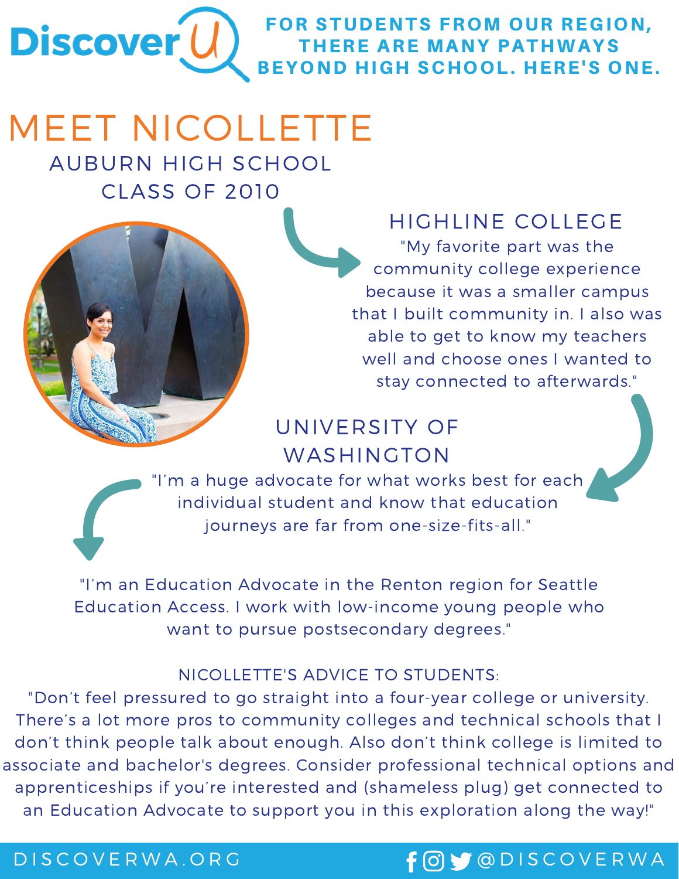# DiscoverU

**FOR STUDENTS FROM OUR REGION, THERE ARE MANY PATHWAYS BEYOND HIGH SCHOOL. HERE'S ONE.**

# MEET NICOLLETTE

## AUBURN HIGH SCHOOL CLASS OF 2010

### HIGHLINE COLLEGE

"My favorite part was the community college experience because it was a smaller campus that I built community in. I also was able to get to know my teachers well and choose ones I wanted to stay connected to afterwards."

### UNIVERSITY OF WASHINGTON

"I'm a huge advocate for what works best for each individual student and know that education journeys are far from one-size-fits-all."

"I'm an Education Advocate in the Renton region for Seattle Education Access. I work with low-income young people who want to pursue postsecondary degrees."

NICOLLETTE'S ADVICE TO STUDENTS:

"Don't feel pressured to go straight into a four-year college or university. There's a lot more pros to community colleges and technical schools that I don't think people talk about enough. Also don't think college is limited to associate and bachelor's degrees. Consider professional technical options and apprenticeships if you're interested and (shameless plug) get connected to an Education Advocate to support you in this exploration along the way!"

DISCOVERWA.ORG @DISCOVERWA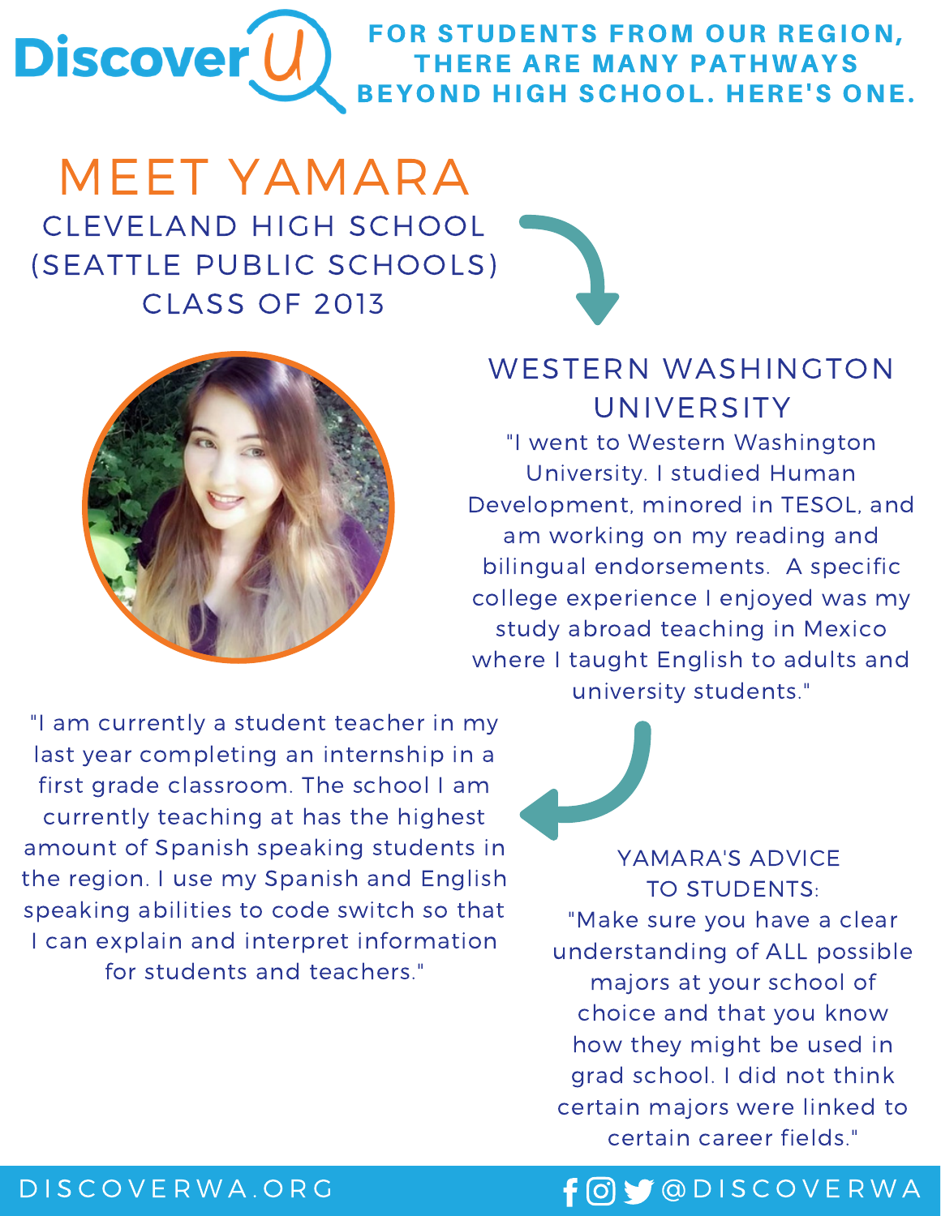DiscoverU

**FOR STUDENTS FROM OUR REGION, THERE ARE MANY PATHWAYS BEYOND HIGH SCHOOL. HERE'S ONE.**

# MEET YAMARA

CLEVELAND HIGH SCHOOL
(SEATTLE PUBLIC SCHOOLS)
CLASS OF 2013

## WESTERN WASHINGTON UNIVERSITY

"I went to Western Washington University. I studied Human Development, minored in TESOL, and am working on my reading and bilingual endorsements.  A specific college experience I enjoyed was my study abroad teaching in Mexico where I taught English to adults and university students."

"I am currently a student teacher in my last year completing an internship in a first grade classroom. The school I am currently teaching at has the highest amount of Spanish speaking students in the region. I use my Spanish and English speaking abilities to code switch so that I can explain and interpret information for students and teachers."

YAMARA'S ADVICE TO STUDENTS:
"Make sure you have a clear understanding of ALL possible majors at your school of choice and that you know how they might be used in grad school. I did not think certain majors were linked to certain career fields."

DISCOVERWA.ORG

@DISCOVERWA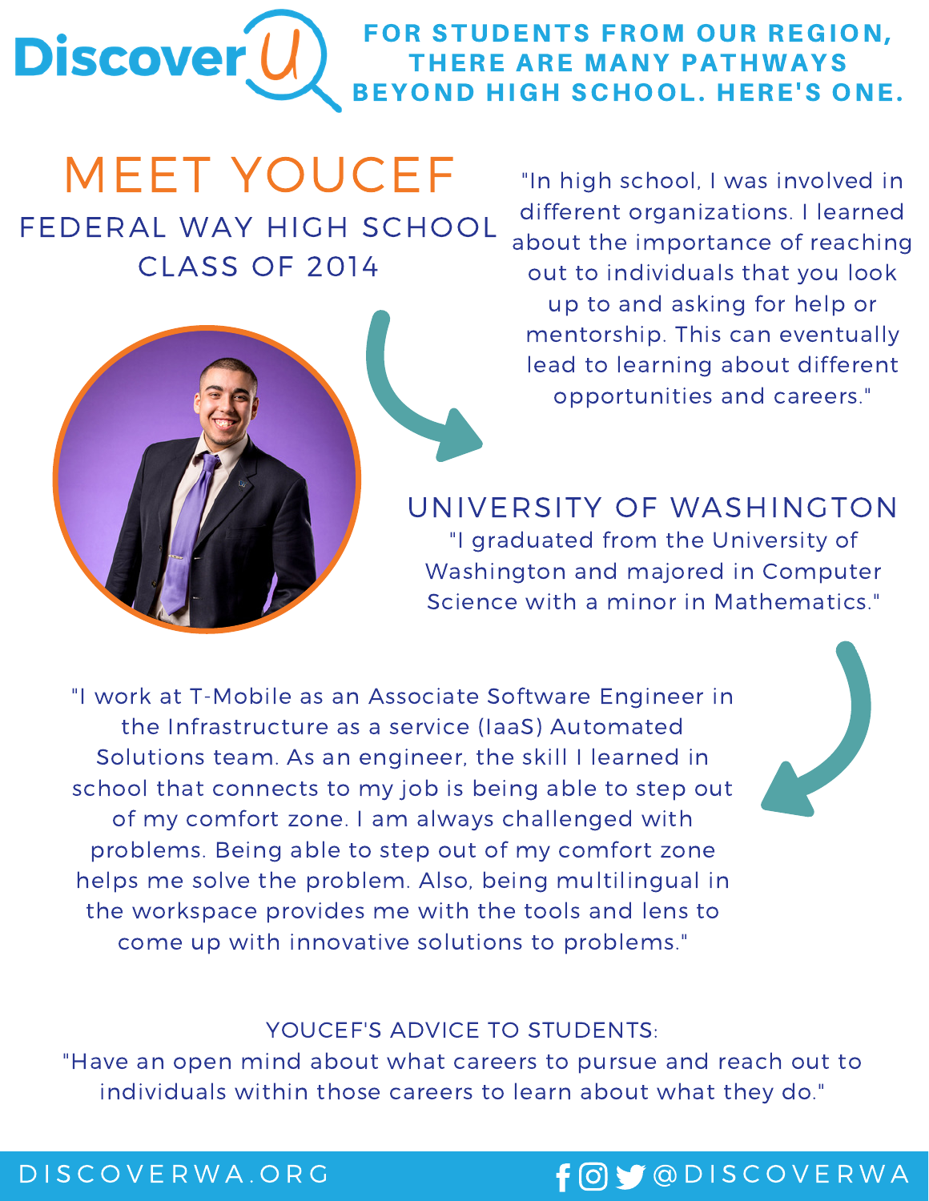DiscoverU

**FOR STUDENTS FROM OUR REGION, THERE ARE MANY PATHWAYS BEYOND HIGH SCHOOL. HERE'S ONE.**

# MEET YOUCEF

## FEDERAL WAY HIGH SCHOOL CLASS OF 2014

"In high school, I was involved in different organizations. I learned about the importance of reaching out to individuals that you look up to and asking for help or mentorship. This can eventually lead to learning about different opportunities and careers."

## UNIVERSITY OF WASHINGTON

"I graduated from the University of Washington and majored in Computer Science with a minor in Mathematics."

"I work at T-Mobile as an Associate Software Engineer in the Infrastructure as a service (IaaS) Automated Solutions team. As an engineer, the skill I learned in school that connects to my job is being able to step out of my comfort zone. I am always challenged with problems. Being able to step out of my comfort zone helps me solve the problem. Also, being multilingual in the workspace provides me with the tools and lens to come up with innovative solutions to problems."

### YOUCEF'S ADVICE TO STUDENTS:

"Have an open mind about what careers to pursue and reach out to individuals within those careers to learn about what they do."

DISCOVERWA.ORG @DISCOVERWA